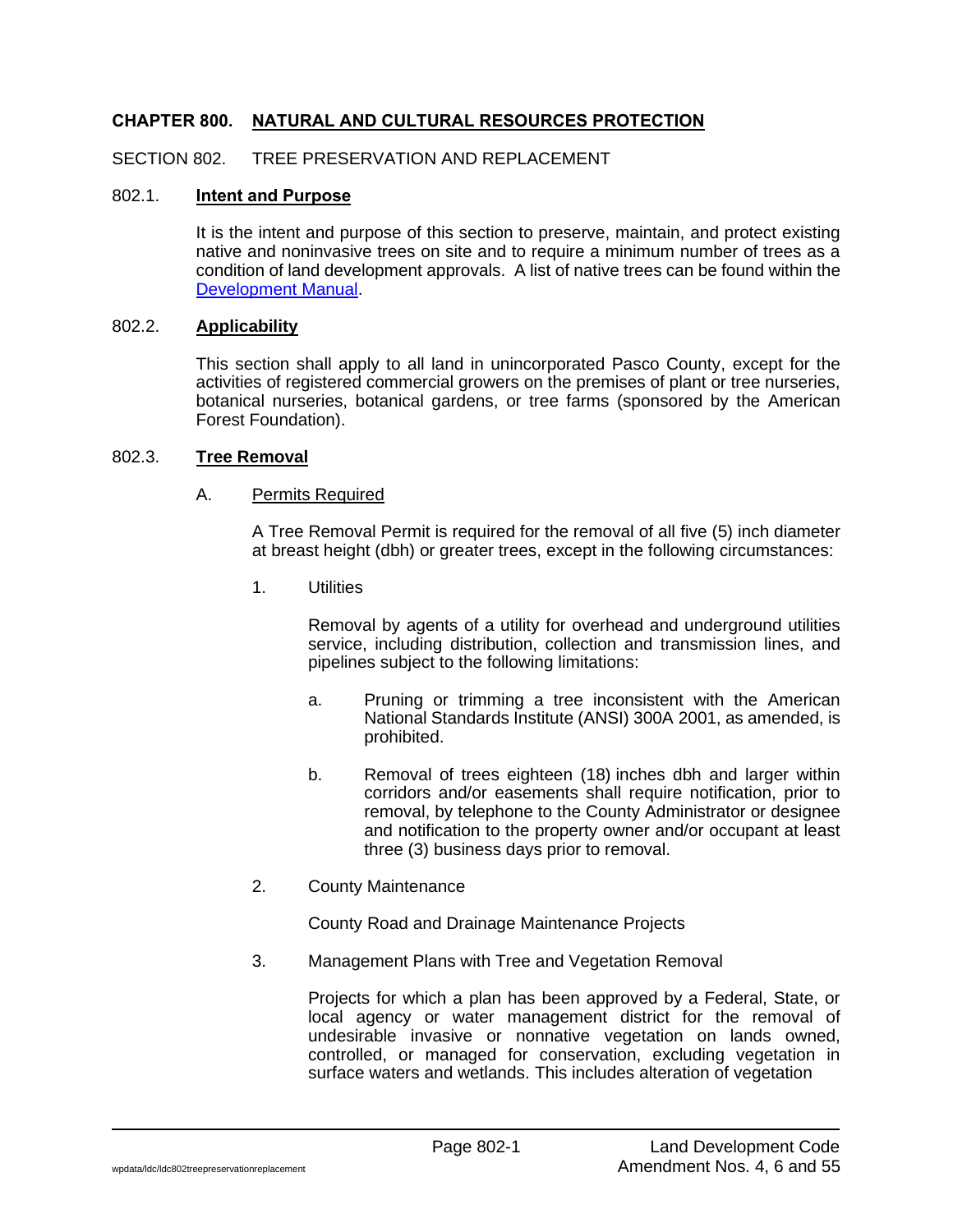# CHAPTER 800. NATURAL AND CULTURAL RESOURCES PROTECTION

## SECTION 802. TREE PRESERVATION AND REPLACEMENT

### 802.1. Intent and Purpose

It is the intent and purpose of this section to preserve, maintain, and protect existing native and noninvasive trees on site and to require a minimum number of trees as a condition of land development approvals. A list of native trees can be found within the Development Manual.

### 802.2. Applicability

This section shall apply to all land in unincorporated Pasco County, except for the activities of registered commercial growers on the premises of plant or tree nurseries, botanical nurseries, botanical gardens, or tree farms (sponsored by the American Forest Foundation).

### 802.3. Tree Removal

A. Permits Required

A Tree Removal Permit is required for the removal of all five (5) inch diameter at breast height (dbh) or greater trees, except in the following circumstances:

1. Utilities

   Removal by agents of a utility for overhead and underground utilities service, including distribution, collection and transmission lines, and pipelines subject to the following limitations:

   a. Pruning or trimming a tree inconsistent with the American National Standards Institute (ANSI) 300A 2001, as amended, is prohibited.

   b. Removal of trees eighteen (18) inches dbh and larger within corridors and/or easements shall require notification, prior to removal, by telephone to the County Administrator or designee and notification to the property owner and/or occupant at least three (3) business days prior to removal.

2. County Maintenance

   County Road and Drainage Maintenance Projects

3. Management Plans with Tree and Vegetation Removal

   Projects for which a plan has been approved by a Federal, State, or local agency or water management district for the removal of undesirable invasive or nonnative vegetation on lands owned, controlled, or managed for conservation, excluding vegetation in surface waters and wetlands. This includes alteration of vegetation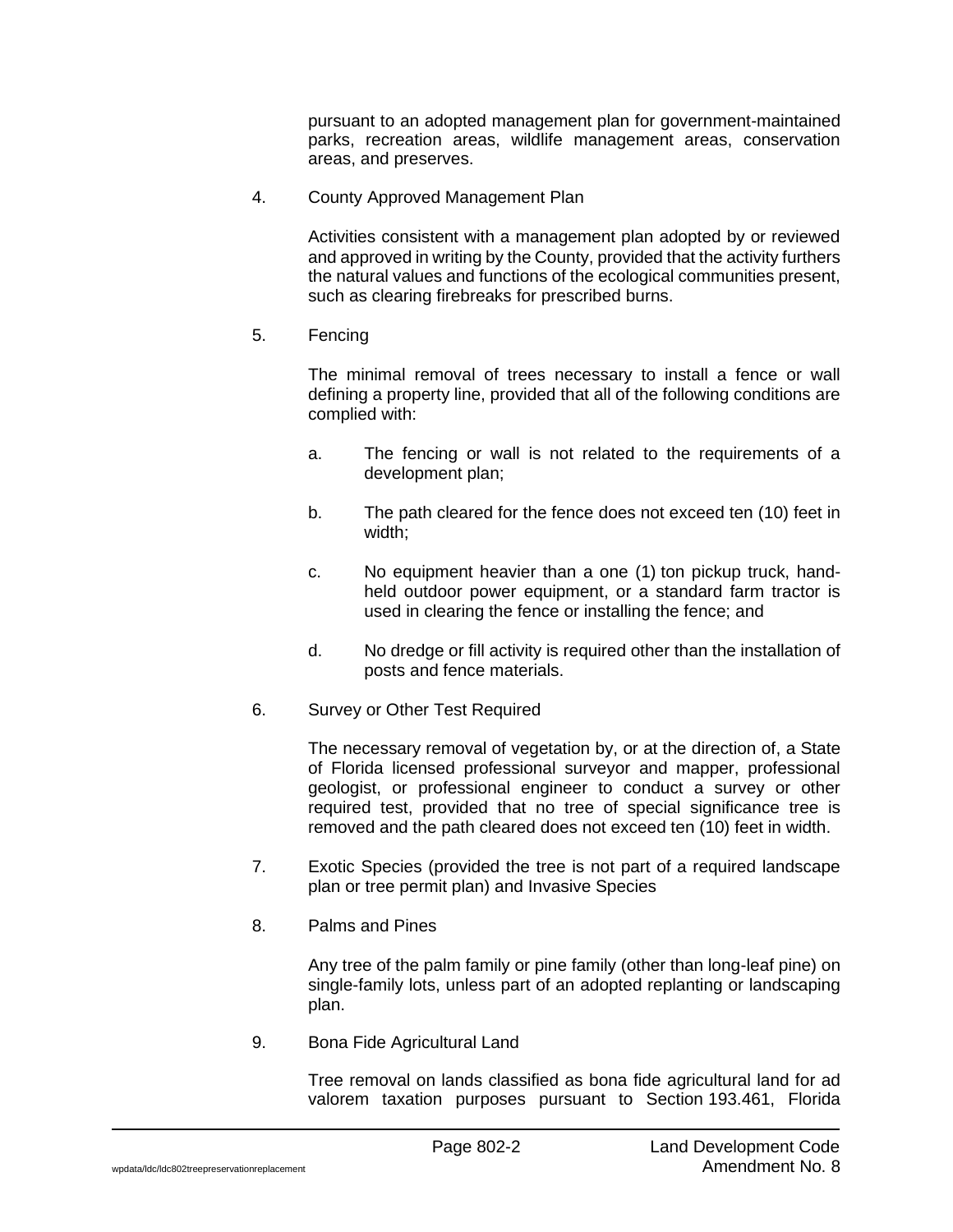pursuant to an adopted management plan for government-maintained parks, recreation areas, wildlife management areas, conservation areas, and preserves.

4. County Approved Management Plan

   Activities consistent with a management plan adopted by or reviewed and approved in writing by the County, provided that the activity furthers the natural values and functions of the ecological communities present, such as clearing firebreaks for prescribed burns.

5. Fencing

   The minimal removal of trees necessary to install a fence or wall defining a property line, provided that all of the following conditions are complied with:

   a. The fencing or wall is not related to the requirements of a development plan;

   b. The path cleared for the fence does not exceed ten (10) feet in width;

   c. No equipment heavier than a one (1) ton pickup truck, hand-held outdoor power equipment, or a standard farm tractor is used in clearing the fence or installing the fence; and

   d. No dredge or fill activity is required other than the installation of posts and fence materials.

6. Survey or Other Test Required

   The necessary removal of vegetation by, or at the direction of, a State of Florida licensed professional surveyor and mapper, professional geologist, or professional engineer to conduct a survey or other required test, provided that no tree of special significance tree is removed and the path cleared does not exceed ten (10) feet in width.

7. Exotic Species (provided the tree is not part of a required landscape plan or tree permit plan) and Invasive Species

8. Palms and Pines

   Any tree of the palm family or pine family (other than long-leaf pine) on single-family lots, unless part of an adopted replanting or landscaping plan.

9. Bona Fide Agricultural Land

   Tree removal on lands classified as bona fide agricultural land for ad valorem taxation purposes pursuant to Section 193.461, Florida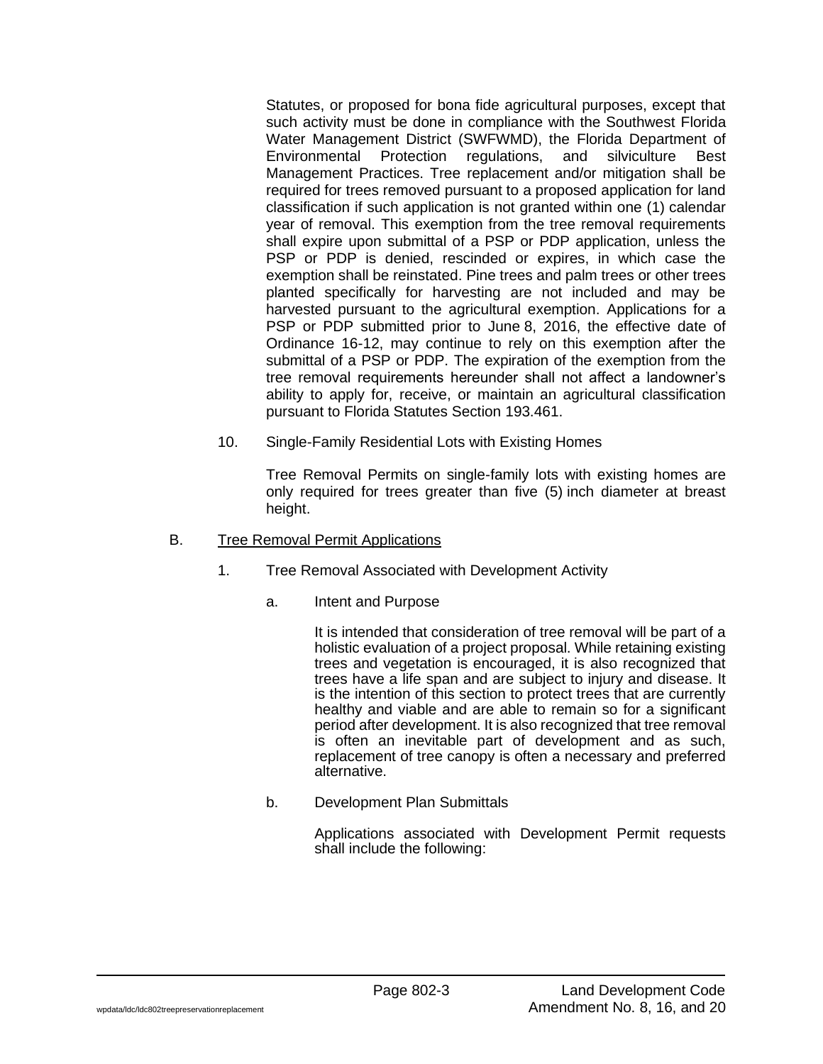Statutes, or proposed for bona fide agricultural purposes, except that such activity must be done in compliance with the Southwest Florida Water Management District (SWFWMD), the Florida Department of Environmental Protection regulations, and silviculture Best Management Practices. Tree replacement and/or mitigation shall be required for trees removed pursuant to a proposed application for land classification if such application is not granted within one (1) calendar year of removal. This exemption from the tree removal requirements shall expire upon submittal of a PSP or PDP application, unless the PSP or PDP is denied, rescinded or expires, in which case the exemption shall be reinstated. Pine trees and palm trees or other trees planted specifically for harvesting are not included and may be harvested pursuant to the agricultural exemption. Applications for a PSP or PDP submitted prior to June 8, 2016, the effective date of Ordinance 16-12, may continue to rely on this exemption after the submittal of a PSP or PDP. The expiration of the exemption from the tree removal requirements hereunder shall not affect a landowner's ability to apply for, receive, or maintain an agricultural classification pursuant to Florida Statutes Section 193.461.

10. Single-Family Residential Lots with Existing Homes

    Tree Removal Permits on single-family lots with existing homes are only required for trees greater than five (5) inch diameter at breast height.

B. <u>Tree Removal Permit Applications</u>

1. Tree Removal Associated with Development Activity

   a. Intent and Purpose

      It is intended that consideration of tree removal will be part of a holistic evaluation of a project proposal. While retaining existing trees and vegetation is encouraged, it is also recognized that trees have a life span and are subject to injury and disease. It is the intention of this section to protect trees that are currently healthy and viable and are able to remain so for a significant period after development. It is also recognized that tree removal is often an inevitable part of development and as such, replacement of tree canopy is often a necessary and preferred alternative.

   b. Development Plan Submittals

      Applications associated with Development Permit requests shall include the following: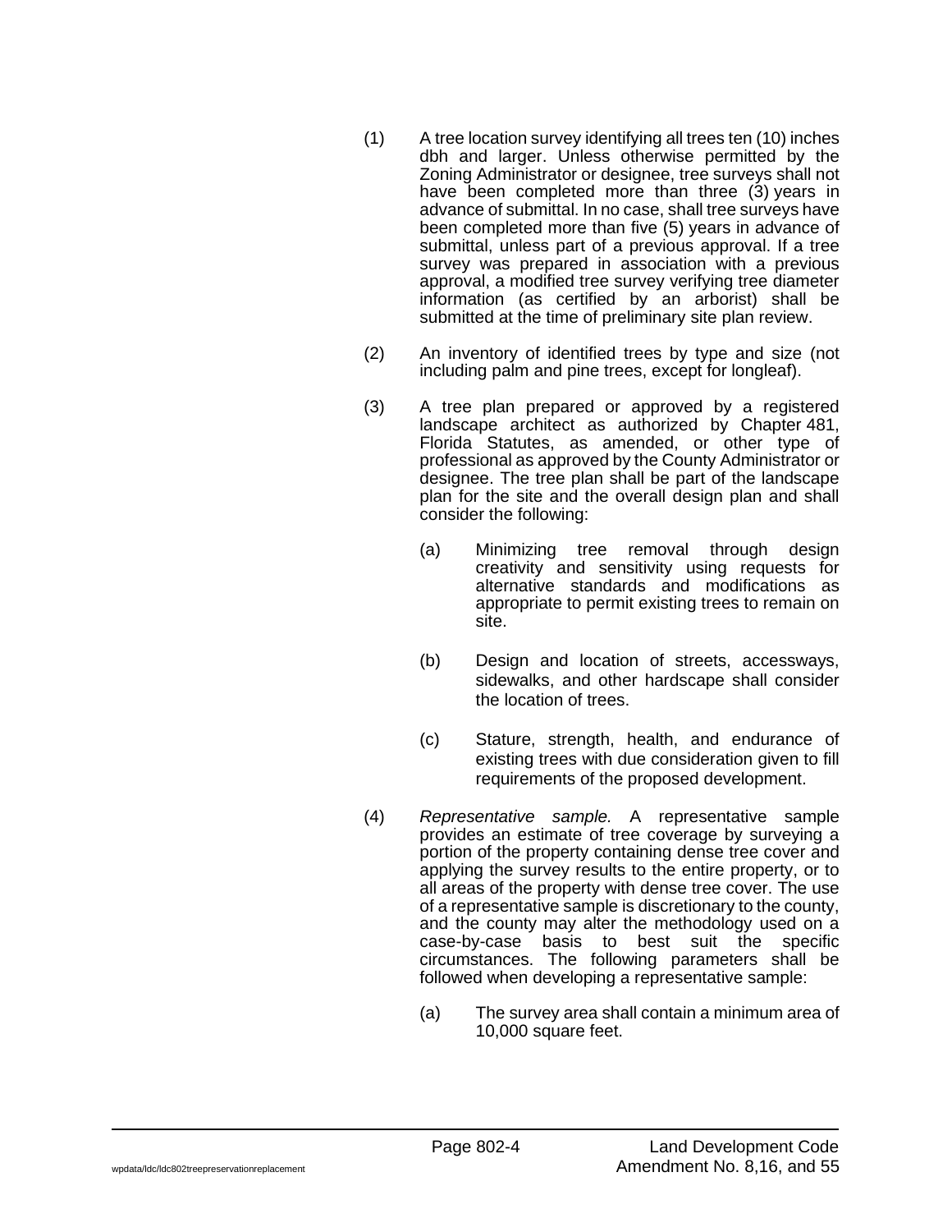(1) A tree location survey identifying all trees ten (10) inches dbh and larger. Unless otherwise permitted by the Zoning Administrator or designee, tree surveys shall not have been completed more than three (3) years in advance of submittal. In no case, shall tree surveys have been completed more than five (5) years in advance of submittal, unless part of a previous approval. If a tree survey was prepared in association with a previous approval, a modified tree survey verifying tree diameter information (as certified by an arborist) shall be submitted at the time of preliminary site plan review.

(2) An inventory of identified trees by type and size (not including palm and pine trees, except for longleaf).

(3) A tree plan prepared or approved by a registered landscape architect as authorized by Chapter 481, Florida Statutes, as amended, or other type of professional as approved by the County Administrator or designee. The tree plan shall be part of the landscape plan for the site and the overall design plan and shall consider the following:

  (a) Minimizing tree removal through design creativity and sensitivity using requests for alternative standards and modifications as appropriate to permit existing trees to remain on site.

  (b) Design and location of streets, accessways, sidewalks, and other hardscape shall consider the location of trees.

  (c) Stature, strength, health, and endurance of existing trees with due consideration given to fill requirements of the proposed development.

(4) *Representative sample.* A representative sample provides an estimate of tree coverage by surveying a portion of the property containing dense tree cover and applying the survey results to the entire property, or to all areas of the property with dense tree cover. The use of a representative sample is discretionary to the county, and the county may alter the methodology used on a case-by-case basis to best suit the specific circumstances. The following parameters shall be followed when developing a representative sample:

  (a) The survey area shall contain a minimum area of 10,000 square feet.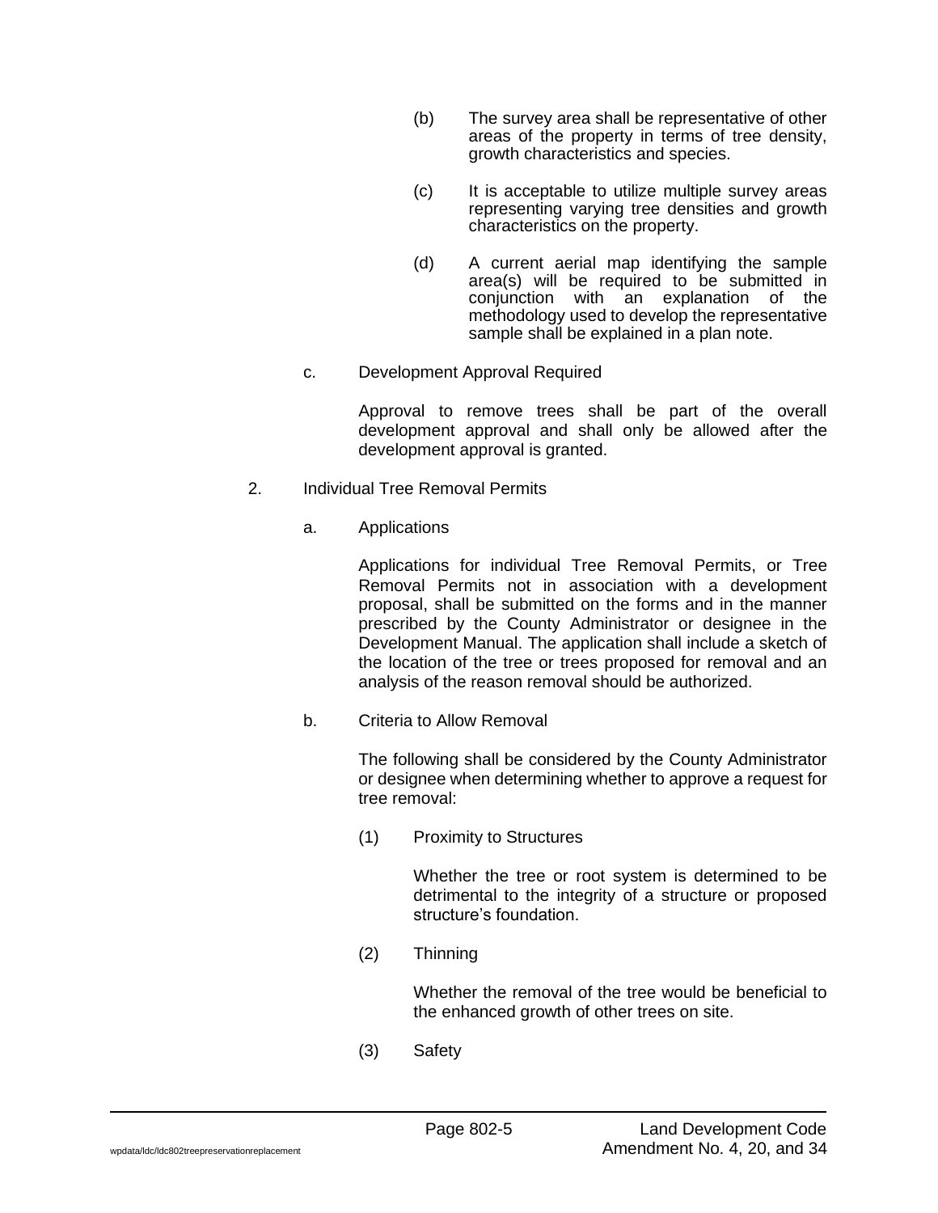(b) The survey area shall be representative of other areas of the property in terms of tree density, growth characteristics and species.

(c) It is acceptable to utilize multiple survey areas representing varying tree densities and growth characteristics on the property.

(d) A current aerial map identifying the sample area(s) will be required to be submitted in conjunction with an explanation of the methodology used to develop the representative sample shall be explained in a plan note.

c. Development Approval Required

Approval to remove trees shall be part of the overall development approval and shall only be allowed after the development approval is granted.

2. Individual Tree Removal Permits

a. Applications

Applications for individual Tree Removal Permits, or Tree Removal Permits not in association with a development proposal, shall be submitted on the forms and in the manner prescribed by the County Administrator or designee in the Development Manual. The application shall include a sketch of the location of the tree or trees proposed for removal and an analysis of the reason removal should be authorized.

b. Criteria to Allow Removal

The following shall be considered by the County Administrator or designee when determining whether to approve a request for tree removal:

(1) Proximity to Structures

Whether the tree or root system is determined to be detrimental to the integrity of a structure or proposed structure's foundation.

(2) Thinning

Whether the removal of the tree would be beneficial to the enhanced growth of other trees on site.

(3) Safety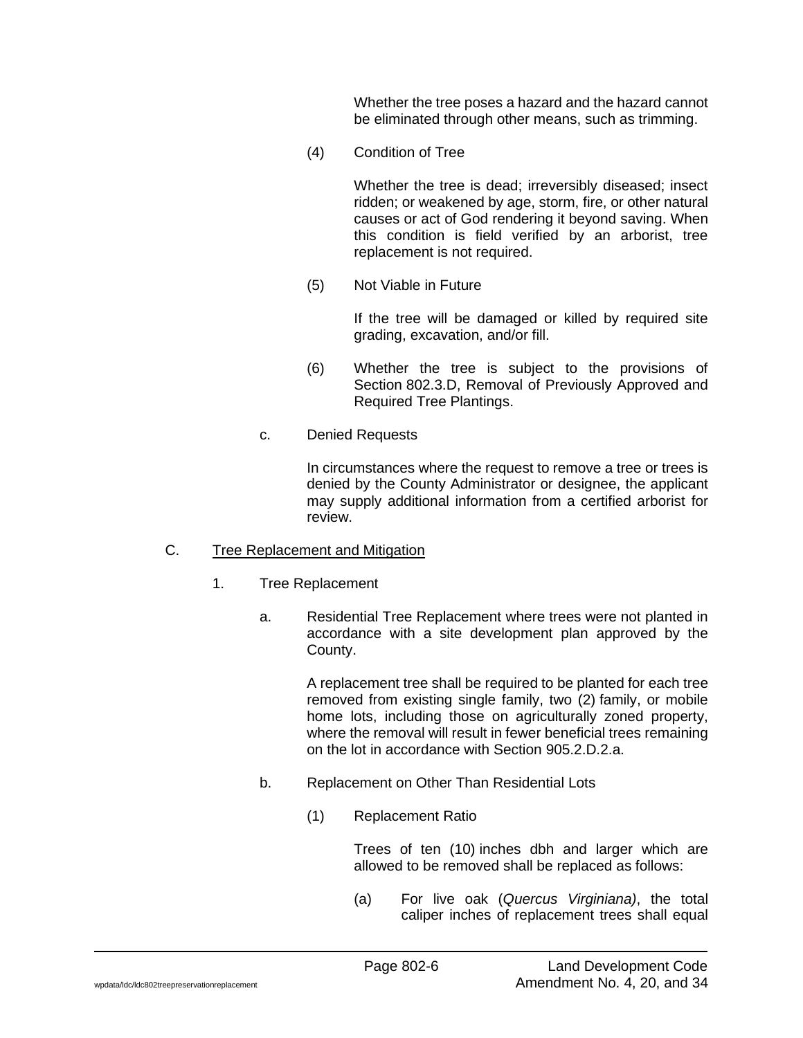Whether the tree poses a hazard and the hazard cannot be eliminated through other means, such as trimming.

(4) Condition of Tree

Whether the tree is dead; irreversibly diseased; insect ridden; or weakened by age, storm, fire, or other natural causes or act of God rendering it beyond saving. When this condition is field verified by an arborist, tree replacement is not required.

(5) Not Viable in Future

If the tree will be damaged or killed by required site grading, excavation, and/or fill.

(6) Whether the tree is subject to the provisions of Section 802.3.D, Removal of Previously Approved and Required Tree Plantings.

c. Denied Requests

In circumstances where the request to remove a tree or trees is denied by the County Administrator or designee, the applicant may supply additional information from a certified arborist for review.

C. <u>Tree Replacement and Mitigation</u>

1. Tree Replacement

a. Residential Tree Replacement where trees were not planted in accordance with a site development plan approved by the County.

A replacement tree shall be required to be planted for each tree removed from existing single family, two (2) family, or mobile home lots, including those on agriculturally zoned property, where the removal will result in fewer beneficial trees remaining on the lot in accordance with Section 905.2.D.2.a.

b. Replacement on Other Than Residential Lots

(1) Replacement Ratio

Trees of ten (10) inches dbh and larger which are allowed to be removed shall be replaced as follows:

(a) For live oak (*Quercus Virginiana)*, the total caliper inches of replacement trees shall equal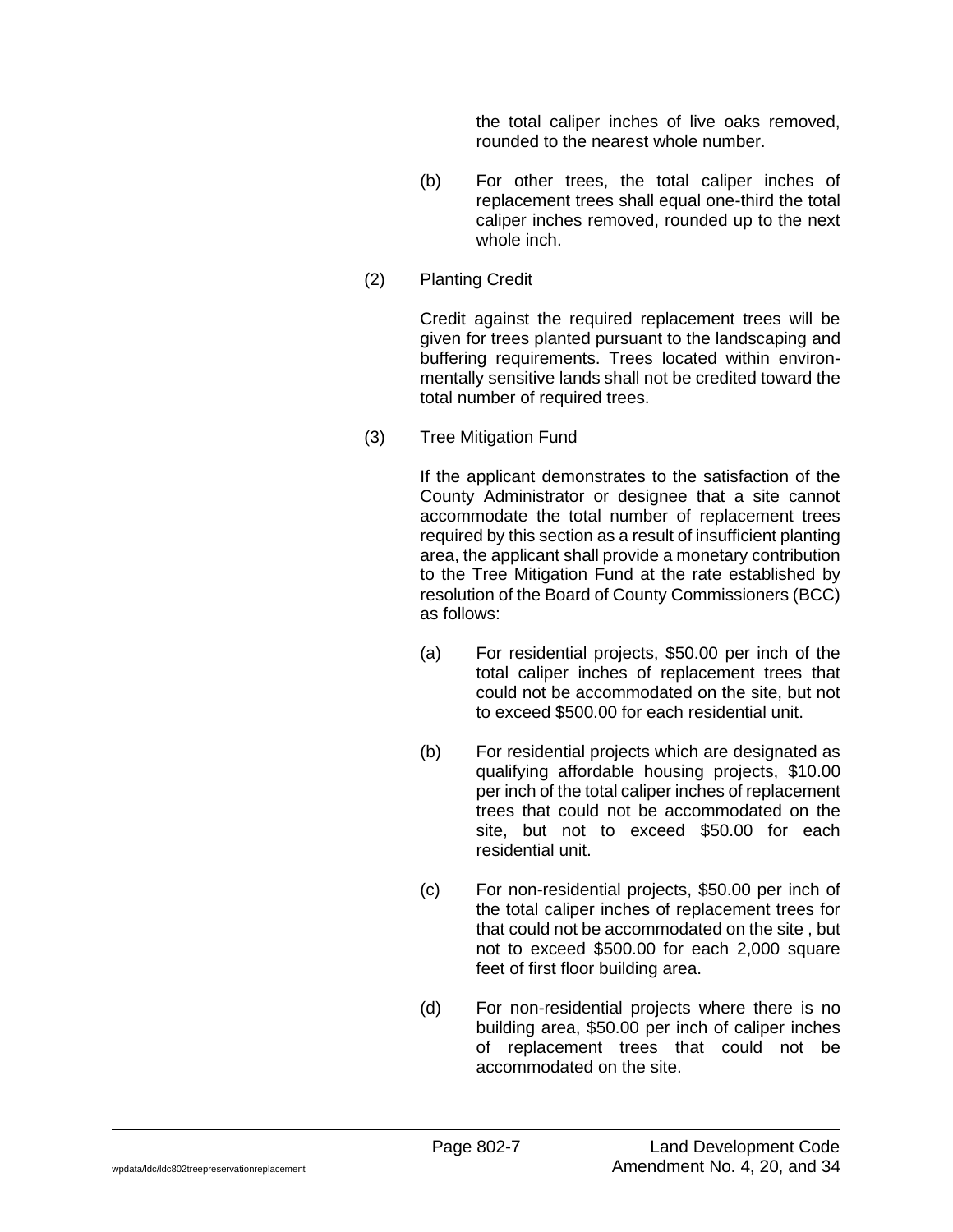the total caliper inches of live oaks removed, rounded to the nearest whole number.

(b) For other trees, the total caliper inches of replacement trees shall equal one-third the total caliper inches removed, rounded up to the next whole inch.

(2) Planting Credit

Credit against the required replacement trees will be given for trees planted pursuant to the landscaping and buffering requirements. Trees located within environmentally sensitive lands shall not be credited toward the total number of required trees.

(3) Tree Mitigation Fund

If the applicant demonstrates to the satisfaction of the County Administrator or designee that a site cannot accommodate the total number of replacement trees required by this section as a result of insufficient planting area, the applicant shall provide a monetary contribution to the Tree Mitigation Fund at the rate established by resolution of the Board of County Commissioners (BCC) as follows:

(a) For residential projects, $50.00 per inch of the total caliper inches of replacement trees that could not be accommodated on the site, but not to exceed $500.00 for each residential unit.

(b) For residential projects which are designated as qualifying affordable housing projects, $10.00 per inch of the total caliper inches of replacement trees that could not be accommodated on the site, but not to exceed $50.00 for each residential unit.

(c) For non-residential projects, $50.00 per inch of the total caliper inches of replacement trees for that could not be accommodated on the site , but not to exceed $500.00 for each 2,000 square feet of first floor building area.

(d) For non-residential projects where there is no building area, $50.00 per inch of caliper inches of replacement trees that could not be accommodated on the site.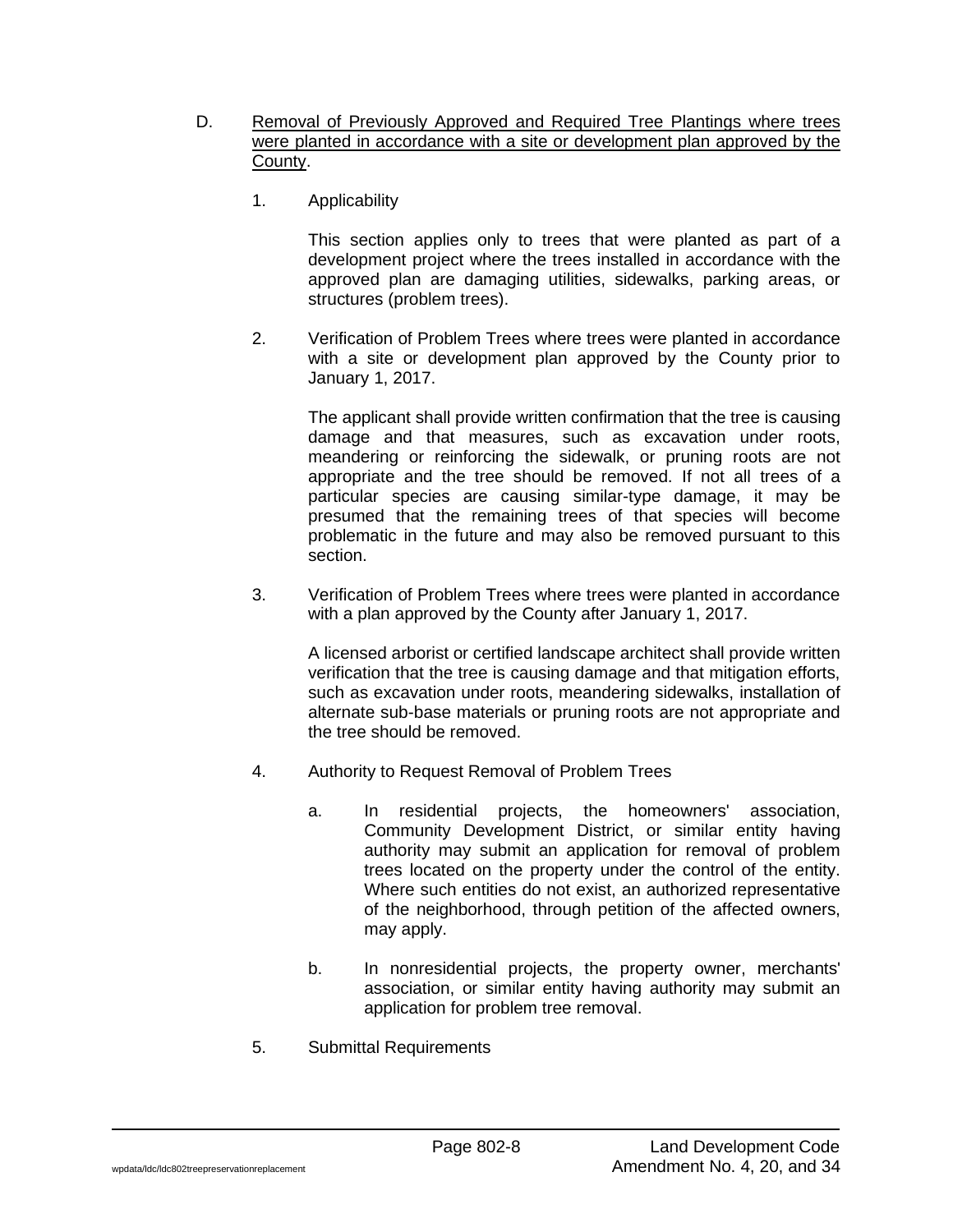D. <u>Removal of Previously Approved and Required Tree Plantings where trees were planted in accordance with a site or development plan approved by the County</u>.

1. Applicability

   This section applies only to trees that were planted as part of a development project where the trees installed in accordance with the approved plan are damaging utilities, sidewalks, parking areas, or structures (problem trees).

2. Verification of Problem Trees where trees were planted in accordance with a site or development plan approved by the County prior to January 1, 2017.

   The applicant shall provide written confirmation that the tree is causing damage and that measures, such as excavation under roots, meandering or reinforcing the sidewalk, or pruning roots are not appropriate and the tree should be removed. If not all trees of a particular species are causing similar-type damage, it may be presumed that the remaining trees of that species will become problematic in the future and may also be removed pursuant to this section.

3. Verification of Problem Trees where trees were planted in accordance with a plan approved by the County after January 1, 2017.

   A licensed arborist or certified landscape architect shall provide written verification that the tree is causing damage and that mitigation efforts, such as excavation under roots, meandering sidewalks, installation of alternate sub-base materials or pruning roots are not appropriate and the tree should be removed.

4. Authority to Request Removal of Problem Trees

   a. In residential projects, the homeowners' association, Community Development District, or similar entity having authority may submit an application for removal of problem trees located on the property under the control of the entity. Where such entities do not exist, an authorized representative of the neighborhood, through petition of the affected owners, may apply.

   b. In nonresidential projects, the property owner, merchants' association, or similar entity having authority may submit an application for problem tree removal.

5. Submittal Requirements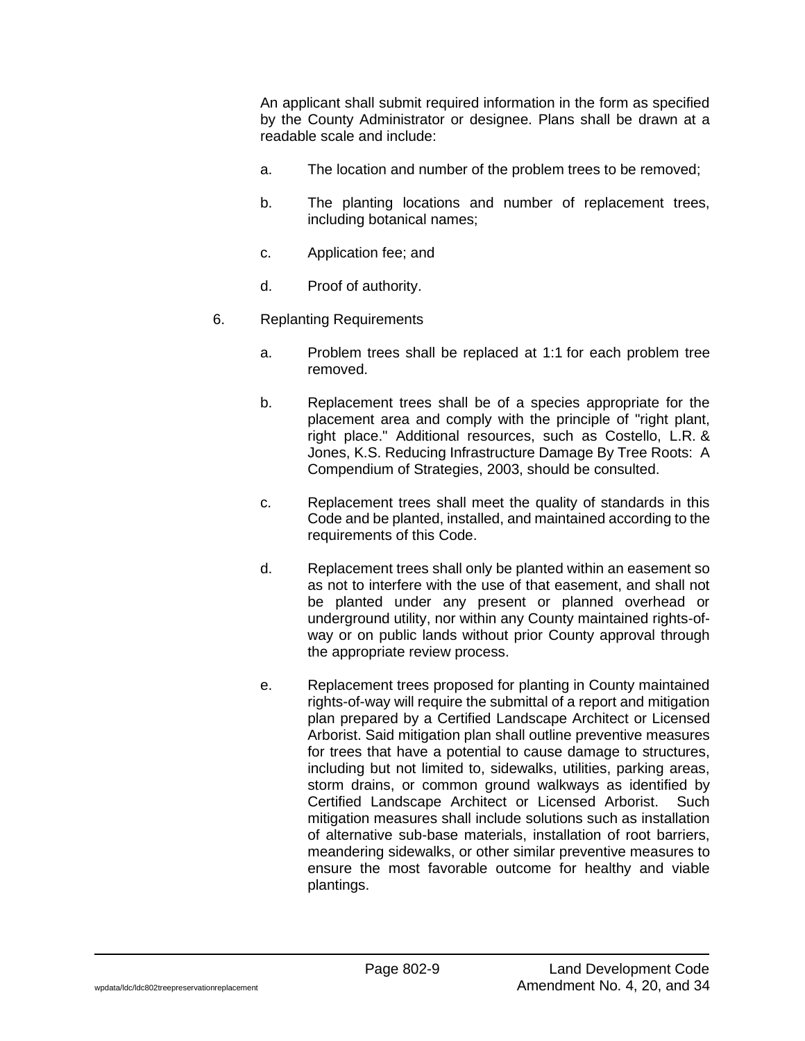An applicant shall submit required information in the form as specified by the County Administrator or designee. Plans shall be drawn at a readable scale and include:

a. The location and number of the problem trees to be removed;

b. The planting locations and number of replacement trees, including botanical names;

c. Application fee; and

d. Proof of authority.

6. Replanting Requirements

a. Problem trees shall be replaced at 1:1 for each problem tree removed.

b. Replacement trees shall be of a species appropriate for the placement area and comply with the principle of "right plant, right place." Additional resources, such as Costello, L.R. & Jones, K.S. Reducing Infrastructure Damage By Tree Roots: A Compendium of Strategies, 2003, should be consulted.

c. Replacement trees shall meet the quality of standards in this Code and be planted, installed, and maintained according to the requirements of this Code.

d. Replacement trees shall only be planted within an easement so as not to interfere with the use of that easement, and shall not be planted under any present or planned overhead or underground utility, nor within any County maintained rights-of-way or on public lands without prior County approval through the appropriate review process.

e. Replacement trees proposed for planting in County maintained rights-of-way will require the submittal of a report and mitigation plan prepared by a Certified Landscape Architect or Licensed Arborist. Said mitigation plan shall outline preventive measures for trees that have a potential to cause damage to structures, including but not limited to, sidewalks, utilities, parking areas, storm drains, or common ground walkways as identified by Certified Landscape Architect or Licensed Arborist. Such mitigation measures shall include solutions such as installation of alternative sub-base materials, installation of root barriers, meandering sidewalks, or other similar preventive measures to ensure the most favorable outcome for healthy and viable plantings.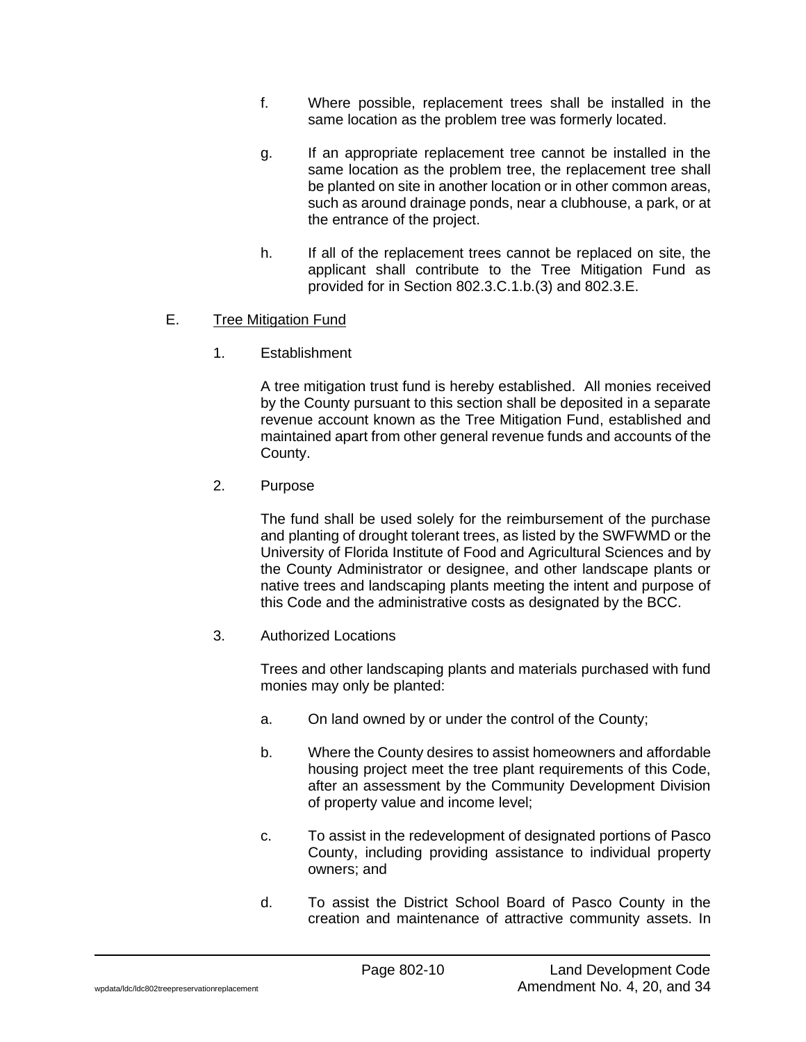f. Where possible, replacement trees shall be installed in the same location as the problem tree was formerly located.

g. If an appropriate replacement tree cannot be installed in the same location as the problem tree, the replacement tree shall be planted on site in another location or in other common areas, such as around drainage ponds, near a clubhouse, a park, or at the entrance of the project.

h. If all of the replacement trees cannot be replaced on site, the applicant shall contribute to the Tree Mitigation Fund as provided for in Section 802.3.C.1.b.(3) and 802.3.E.

E. Tree Mitigation Fund

1. Establishment

A tree mitigation trust fund is hereby established. All monies received by the County pursuant to this section shall be deposited in a separate revenue account known as the Tree Mitigation Fund, established and maintained apart from other general revenue funds and accounts of the County.

2. Purpose

The fund shall be used solely for the reimbursement of the purchase and planting of drought tolerant trees, as listed by the SWFWMD or the University of Florida Institute of Food and Agricultural Sciences and by the County Administrator or designee, and other landscape plants or native trees and landscaping plants meeting the intent and purpose of this Code and the administrative costs as designated by the BCC.

3. Authorized Locations

Trees and other landscaping plants and materials purchased with fund monies may only be planted:

a. On land owned by or under the control of the County;

b. Where the County desires to assist homeowners and affordable housing project meet the tree plant requirements of this Code, after an assessment by the Community Development Division of property value and income level;

c. To assist in the redevelopment of designated portions of Pasco County, including providing assistance to individual property owners; and

d. To assist the District School Board of Pasco County in the creation and maintenance of attractive community assets. In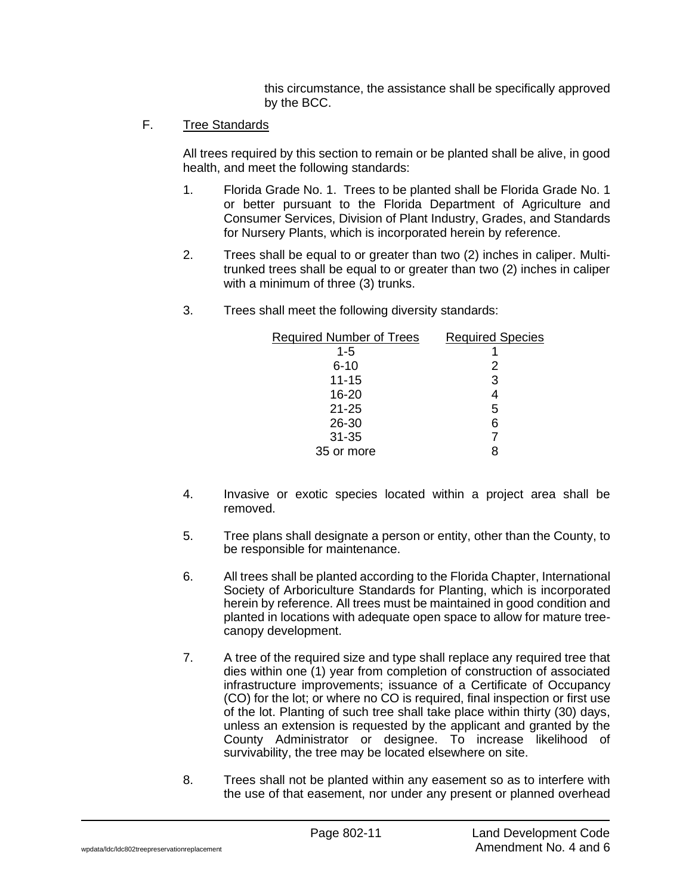this circumstance, the assistance shall be specifically approved by the BCC.

F. Tree Standards

All trees required by this section to remain or be planted shall be alive, in good health, and meet the following standards:

1. Florida Grade No. 1. Trees to be planted shall be Florida Grade No. 1 or better pursuant to the Florida Department of Agriculture and Consumer Services, Division of Plant Industry, Grades, and Standards for Nursery Plants, which is incorporated herein by reference.

2. Trees shall be equal to or greater than two (2) inches in caliper. Multi-trunked trees shall be equal to or greater than two (2) inches in caliper with a minimum of three (3) trunks.

3. Trees shall meet the following diversity standards:

| Required Number of Trees | Required Species |
|---|---|
| 1-5 | 1 |
| 6-10 | 2 |
| 11-15 | 3 |
| 16-20 | 4 |
| 21-25 | 5 |
| 26-30 | 6 |
| 31-35 | 7 |
| 35 or more | 8 |

4. Invasive or exotic species located within a project area shall be removed.

5. Tree plans shall designate a person or entity, other than the County, to be responsible for maintenance.

6. All trees shall be planted according to the Florida Chapter, International Society of Arboriculture Standards for Planting, which is incorporated herein by reference. All trees must be maintained in good condition and planted in locations with adequate open space to allow for mature tree-canopy development.

7. A tree of the required size and type shall replace any required tree that dies within one (1) year from completion of construction of associated infrastructure improvements; issuance of a Certificate of Occupancy (CO) for the lot; or where no CO is required, final inspection or first use of the lot. Planting of such tree shall take place within thirty (30) days, unless an extension is requested by the applicant and granted by the County Administrator or designee. To increase likelihood of survivability, the tree may be located elsewhere on site.

8. Trees shall not be planted within any easement so as to interfere with the use of that easement, nor under any present or planned overhead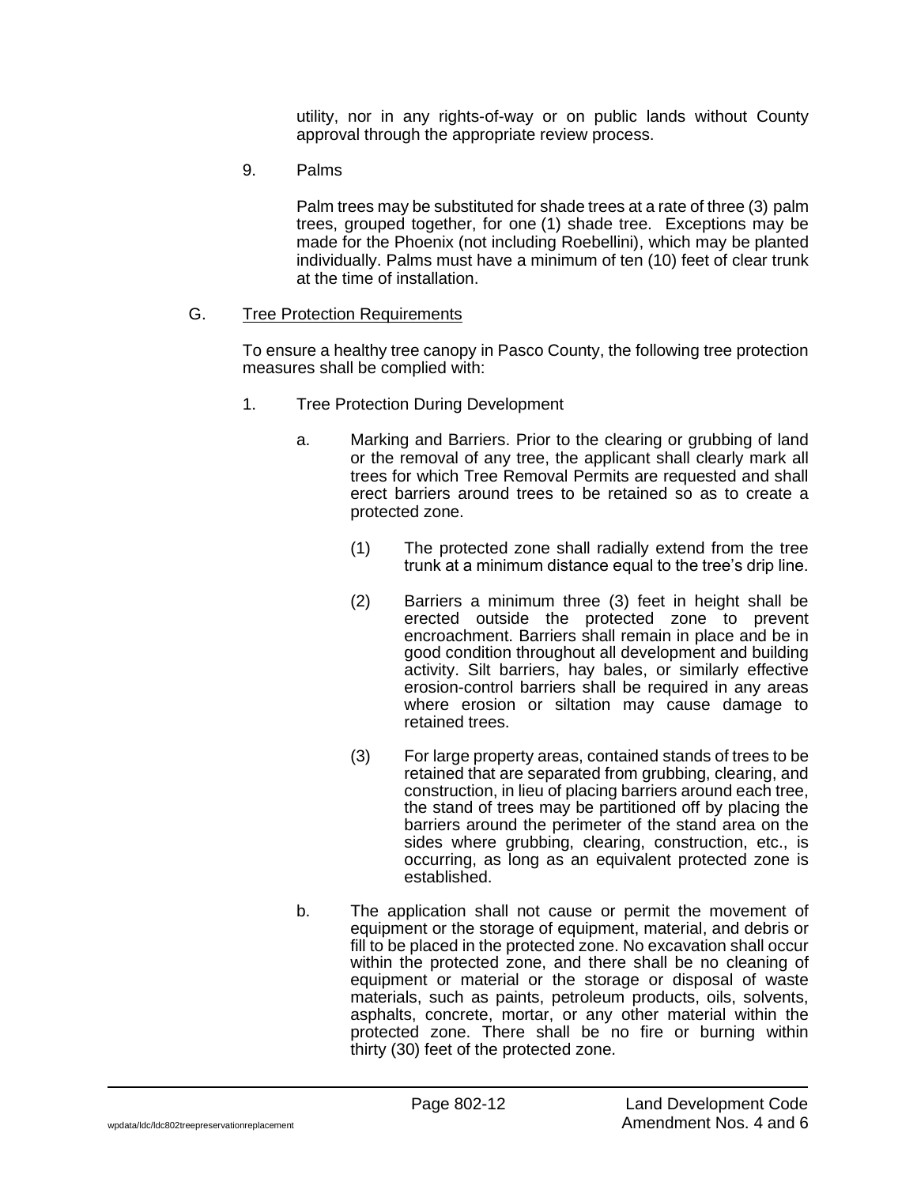utility, nor in any rights-of-way or on public lands without County approval through the appropriate review process.

9. Palms

   Palm trees may be substituted for shade trees at a rate of three (3) palm trees, grouped together, for one (1) shade tree. Exceptions may be made for the Phoenix (not including Roebellini), which may be planted individually. Palms must have a minimum of ten (10) feet of clear trunk at the time of installation.

G. Tree Protection Requirements

To ensure a healthy tree canopy in Pasco County, the following tree protection measures shall be complied with:

1. Tree Protection During Development

   a. Marking and Barriers. Prior to the clearing or grubbing of land or the removal of any tree, the applicant shall clearly mark all trees for which Tree Removal Permits are requested and shall erect barriers around trees to be retained so as to create a protected zone.

      (1) The protected zone shall radially extend from the tree trunk at a minimum distance equal to the tree's drip line.

      (2) Barriers a minimum three (3) feet in height shall be erected outside the protected zone to prevent encroachment. Barriers shall remain in place and be in good condition throughout all development and building activity. Silt barriers, hay bales, or similarly effective erosion-control barriers shall be required in any areas where erosion or siltation may cause damage to retained trees.

      (3) For large property areas, contained stands of trees to be retained that are separated from grubbing, clearing, and construction, in lieu of placing barriers around each tree, the stand of trees may be partitioned off by placing the barriers around the perimeter of the stand area on the sides where grubbing, clearing, construction, etc., is occurring, as long as an equivalent protected zone is established.

   b. The application shall not cause or permit the movement of equipment or the storage of equipment, material, and debris or fill to be placed in the protected zone. No excavation shall occur within the protected zone, and there shall be no cleaning of equipment or material or the storage or disposal of waste materials, such as paints, petroleum products, oils, solvents, asphalts, concrete, mortar, or any other material within the protected zone. There shall be no fire or burning within thirty (30) feet of the protected zone.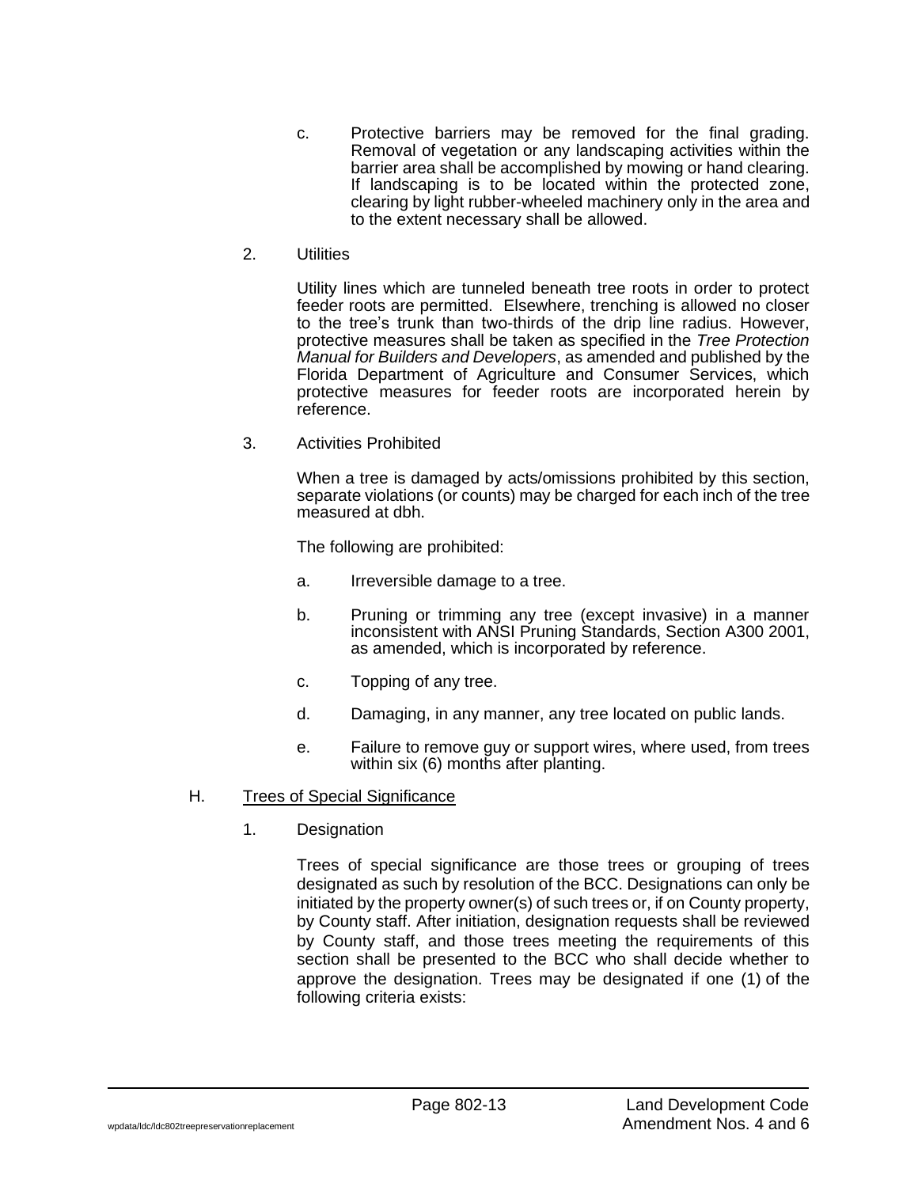c. Protective barriers may be removed for the final grading. Removal of vegetation or any landscaping activities within the barrier area shall be accomplished by mowing or hand clearing. If landscaping is to be located within the protected zone, clearing by light rubber-wheeled machinery only in the area and to the extent necessary shall be allowed.

2. Utilities

Utility lines which are tunneled beneath tree roots in order to protect feeder roots are permitted. Elsewhere, trenching is allowed no closer to the tree's trunk than two-thirds of the drip line radius. However, protective measures shall be taken as specified in the *Tree Protection Manual for Builders and Developers*, as amended and published by the Florida Department of Agriculture and Consumer Services, which protective measures for feeder roots are incorporated herein by reference.

3. Activities Prohibited

When a tree is damaged by acts/omissions prohibited by this section, separate violations (or counts) may be charged for each inch of the tree measured at dbh.

The following are prohibited:

a. Irreversible damage to a tree.

b. Pruning or trimming any tree (except invasive) in a manner inconsistent with ANSI Pruning Standards, Section A300 2001, as amended, which is incorporated by reference.

c. Topping of any tree.

d. Damaging, in any manner, any tree located on public lands.

e. Failure to remove guy or support wires, where used, from trees within six (6) months after planting.

H. <u>Trees of Special Significance</u>

1. Designation

Trees of special significance are those trees or grouping of trees designated as such by resolution of the BCC. Designations can only be initiated by the property owner(s) of such trees or, if on County property, by County staff. After initiation, designation requests shall be reviewed by County staff, and those trees meeting the requirements of this section shall be presented to the BCC who shall decide whether to approve the designation. Trees may be designated if one (1) of the following criteria exists: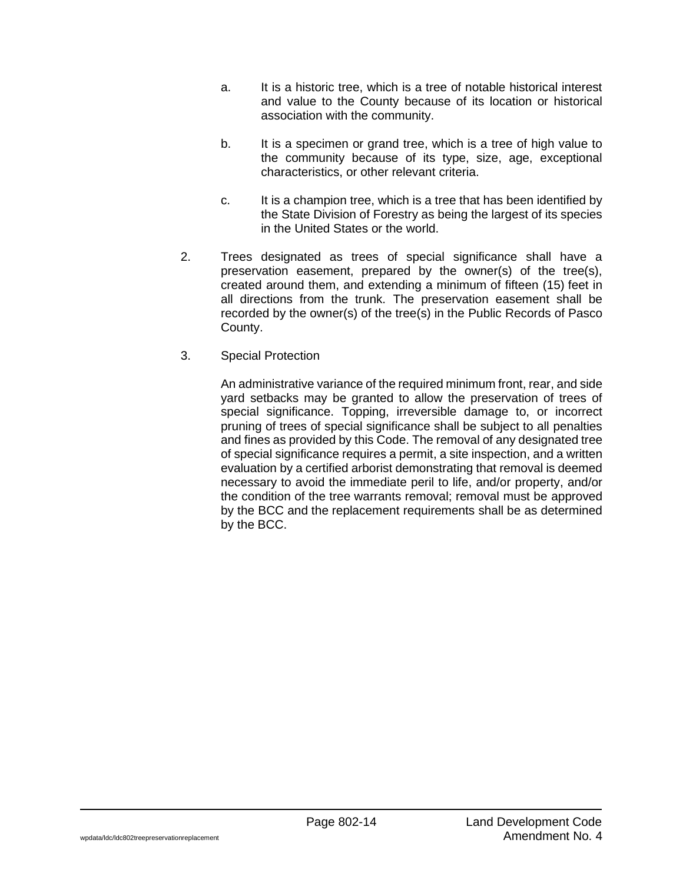a. It is a historic tree, which is a tree of notable historical interest and value to the County because of its location or historical association with the community.

   b. It is a specimen or grand tree, which is a tree of high value to the community because of its type, size, age, exceptional characteristics, or other relevant criteria.

   c. It is a champion tree, which is a tree that has been identified by the State Division of Forestry as being the largest of its species in the United States or the world.

2. Trees designated as trees of special significance shall have a preservation easement, prepared by the owner(s) of the tree(s), created around them, and extending a minimum of fifteen (15) feet in all directions from the trunk. The preservation easement shall be recorded by the owner(s) of the tree(s) in the Public Records of Pasco County.

3. Special Protection

   An administrative variance of the required minimum front, rear, and side yard setbacks may be granted to allow the preservation of trees of special significance. Topping, irreversible damage to, or incorrect pruning of trees of special significance shall be subject to all penalties and fines as provided by this Code. The removal of any designated tree of special significance requires a permit, a site inspection, and a written evaluation by a certified arborist demonstrating that removal is deemed necessary to avoid the immediate peril to life, and/or property, and/or the condition of the tree warrants removal; removal must be approved by the BCC and the replacement requirements shall be as determined by the BCC.